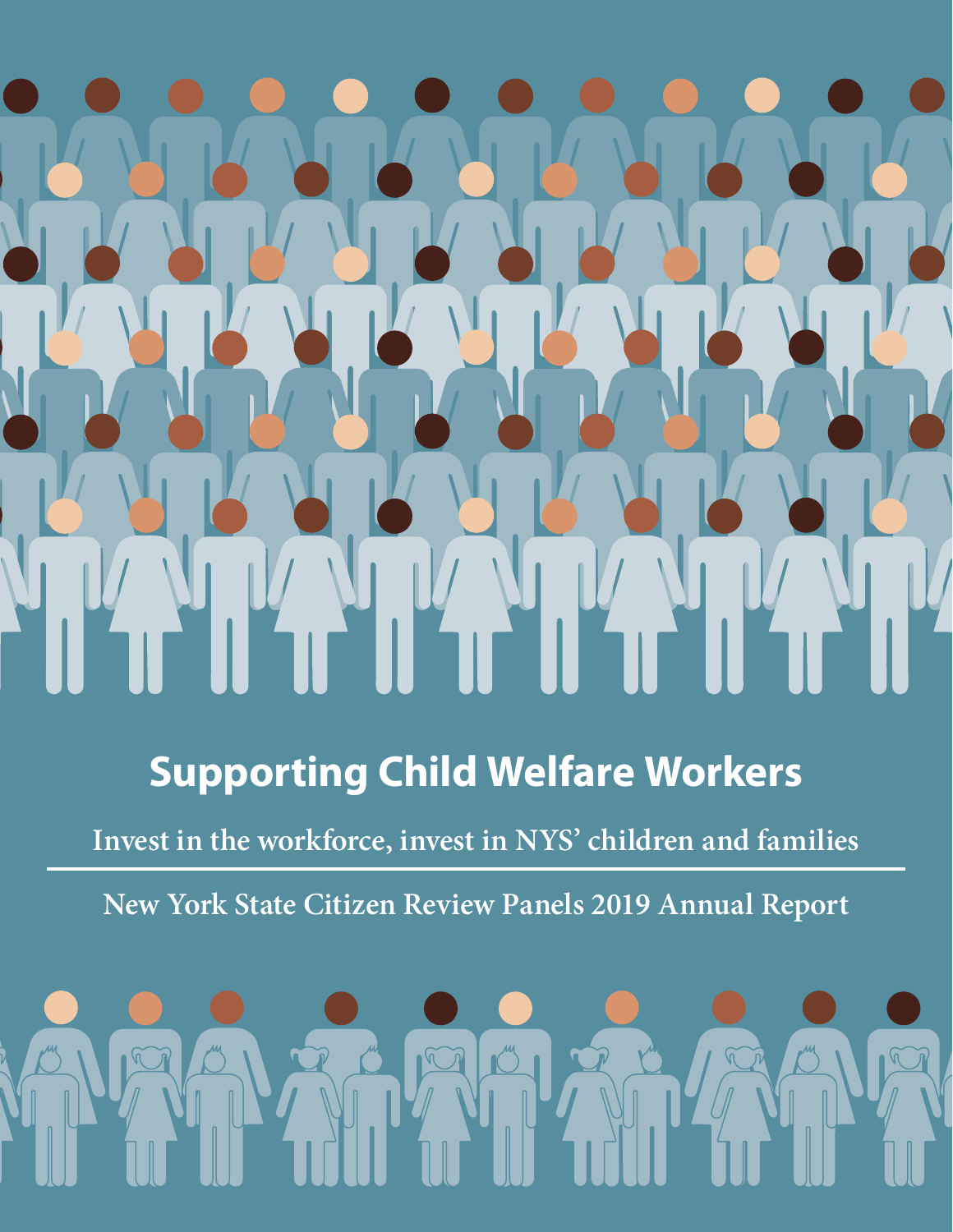# Supporting Child Welfare Workers

**Invest in the workforce, invest in NYS' children and families**

---

**New York State Citizen Review Panels 2019 Annual Report**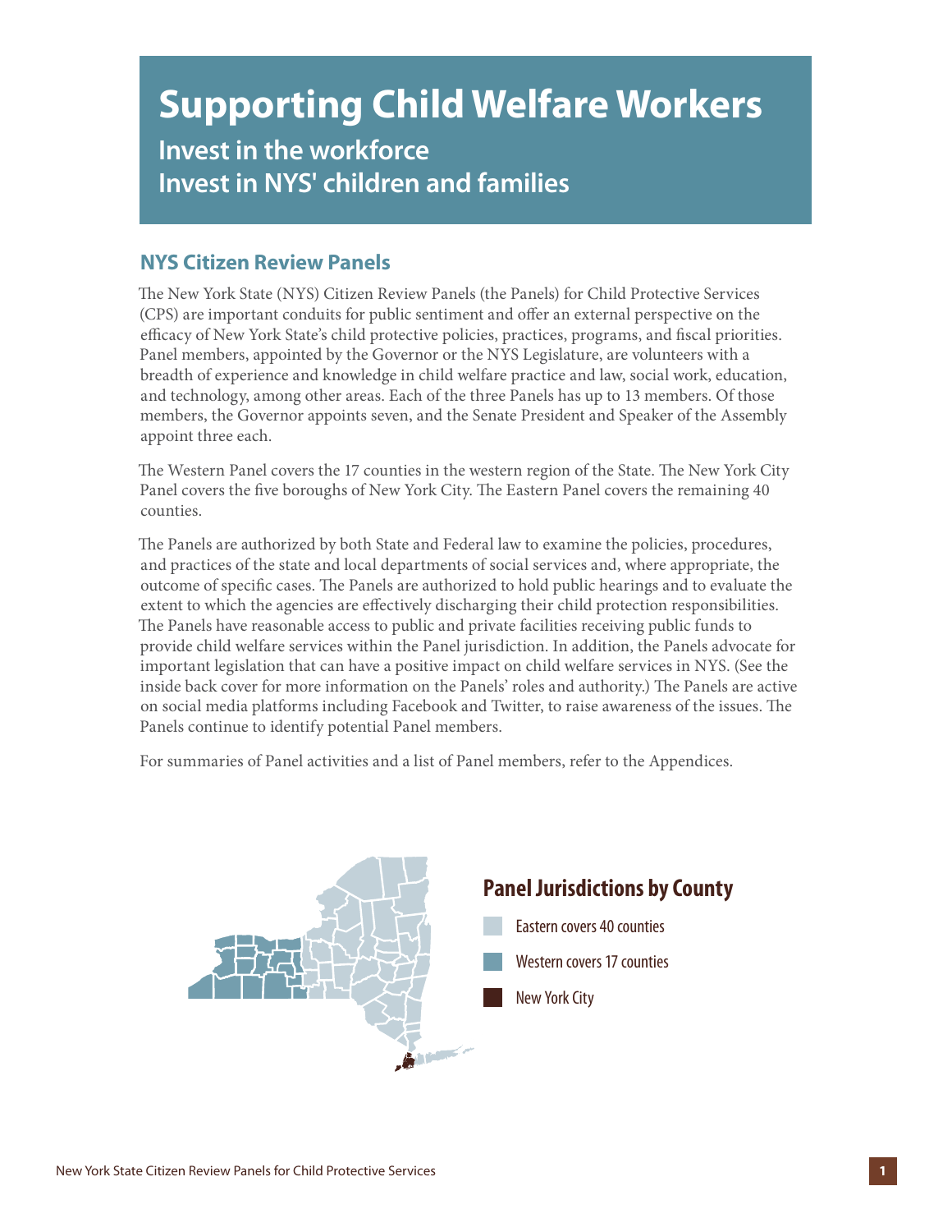# Supporting Child Welfare Workers

## Invest in the workforce
## Invest in NYS' children and families

### NYS Citizen Review Panels

The New York State (NYS) Citizen Review Panels (the Panels) for Child Protective Services (CPS) are important conduits for public sentiment and offer an external perspective on the efficacy of New York State's child protective policies, practices, programs, and fiscal priorities. Panel members, appointed by the Governor or the NYS Legislature, are volunteers with a breadth of experience and knowledge in child welfare practice and law, social work, education, and technology, among other areas. Each of the three Panels has up to 13 members. Of those members, the Governor appoints seven, and the Senate President and Speaker of the Assembly appoint three each.

The Western Panel covers the 17 counties in the western region of the State. The New York City Panel covers the five boroughs of New York City. The Eastern Panel covers the remaining 40 counties.

The Panels are authorized by both State and Federal law to examine the policies, procedures, and practices of the state and local departments of social services and, where appropriate, the outcome of specific cases. The Panels are authorized to hold public hearings and to evaluate the extent to which the agencies are effectively discharging their child protection responsibilities. The Panels have reasonable access to public and private facilities receiving public funds to provide child welfare services within the Panel jurisdiction. In addition, the Panels advocate for important legislation that can have a positive impact on child welfare services in NYS. (See the inside back cover for more information on the Panels' roles and authority.) The Panels are active on social media platforms including Facebook and Twitter, to raise awareness of the issues. The Panels continue to identify potential Panel members.

For summaries of Panel activities and a list of Panel members, refer to the Appendices.

**Panel Jurisdictions by County**

- Eastern covers 40 counties
- Western covers 17 counties
- New York City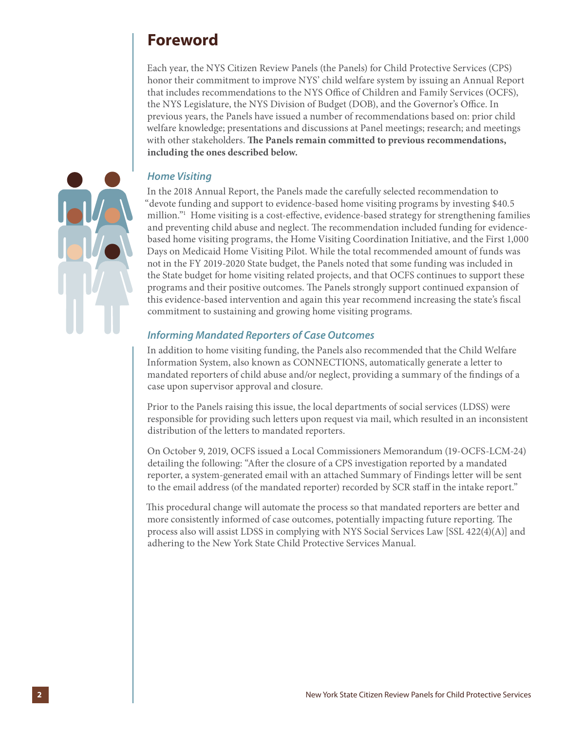# Foreword

Each year, the NYS Citizen Review Panels (the Panels) for Child Protective Services (CPS) honor their commitment to improve NYS' child welfare system by issuing an Annual Report that includes recommendations to the NYS Office of Children and Family Services (OCFS), the NYS Legislature, the NYS Division of Budget (DOB), and the Governor's Office. In previous years, the Panels have issued a number of recommendations based on: prior child welfare knowledge; presentations and discussions at Panel meetings; research; and meetings with other stakeholders. **The Panels remain committed to previous recommendations, including the ones described below.**

### *Home Visiting*

In the 2018 Annual Report, the Panels made the carefully selected recommendation to "devote funding and support to evidence-based home visiting programs by investing $40.5 million."[1] Home visiting is a cost-effective, evidence-based strategy for strengthening families and preventing child abuse and neglect. The recommendation included funding for evidence-based home visiting programs, the Home Visiting Coordination Initiative, and the First 1,000 Days on Medicaid Home Visiting Pilot. While the total recommended amount of funds was not in the FY 2019-2020 State budget, the Panels noted that some funding was included in the State budget for home visiting related projects, and that OCFS continues to support these programs and their positive outcomes. The Panels strongly support continued expansion of this evidence-based intervention and again this year recommend increasing the state's fiscal commitment to sustaining and growing home visiting programs.

### *Informing Mandated Reporters of Case Outcomes*

In addition to home visiting funding, the Panels also recommended that the Child Welfare Information System, also known as CONNECTIONS, automatically generate a letter to mandated reporters of child abuse and/or neglect, providing a summary of the findings of a case upon supervisor approval and closure.

Prior to the Panels raising this issue, the local departments of social services (LDSS) were responsible for providing such letters upon request via mail, which resulted in an inconsistent distribution of the letters to mandated reporters.

On October 9, 2019, OCFS issued a Local Commissioners Memorandum (19-OCFS-LCM-24) detailing the following: "After the closure of a CPS investigation reported by a mandated reporter, a system-generated email with an attached Summary of Findings letter will be sent to the email address (of the mandated reporter) recorded by SCR staff in the intake report."

This procedural change will automate the process so that mandated reporters are better and more consistently informed of case outcomes, potentially impacting future reporting. The process also will assist LDSS in complying with NYS Social Services Law [SSL 422(4)(A)] and adhering to the New York State Child Protective Services Manual.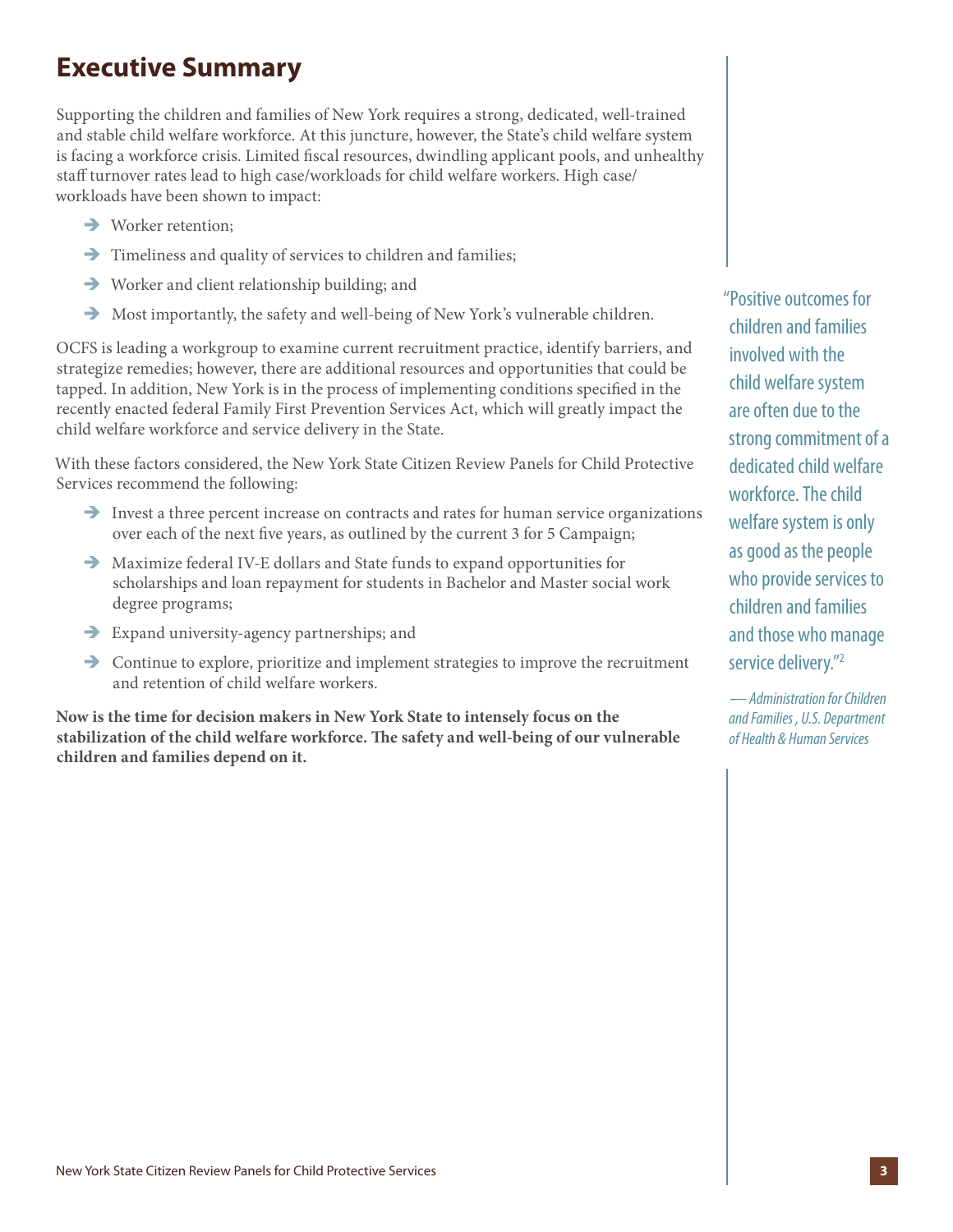# Executive Summary

Supporting the children and families of New York requires a strong, dedicated, well-trained and stable child welfare workforce. At this juncture, however, the State's child welfare system is facing a workforce crisis. Limited fiscal resources, dwindling applicant pools, and unhealthy staff turnover rates lead to high case/workloads for child welfare workers. High case/workloads have been shown to impact:

- Worker retention;
- Timeliness and quality of services to children and families;
- Worker and client relationship building; and
- Most importantly, the safety and well-being of New York's vulnerable children.

OCFS is leading a workgroup to examine current recruitment practice, identify barriers, and strategize remedies; however, there are additional resources and opportunities that could be tapped. In addition, New York is in the process of implementing conditions specified in the recently enacted federal Family First Prevention Services Act, which will greatly impact the child welfare workforce and service delivery in the State.

With these factors considered, the New York State Citizen Review Panels for Child Protective Services recommend the following:

- Invest a three percent increase on contracts and rates for human service organizations over each of the next five years, as outlined by the current 3 for 5 Campaign;
- Maximize federal IV-E dollars and State funds to expand opportunities for scholarships and loan repayment for students in Bachelor and Master social work degree programs;
- Expand university-agency partnerships; and
- Continue to explore, prioritize and implement strategies to improve the recruitment and retention of child welfare workers.

**Now is the time for decision makers in New York State to intensely focus on the stabilization of the child welfare workforce. The safety and well-being of our vulnerable children and families depend on it.**

"Positive outcomes for children and families involved with the child welfare system are often due to the strong commitment of a dedicated child welfare workforce. The child welfare system is only as good as the people who provide services to children and families and those who manage service delivery."[2]

*— Administration for Children and Families , U.S. Department of Health & Human Services*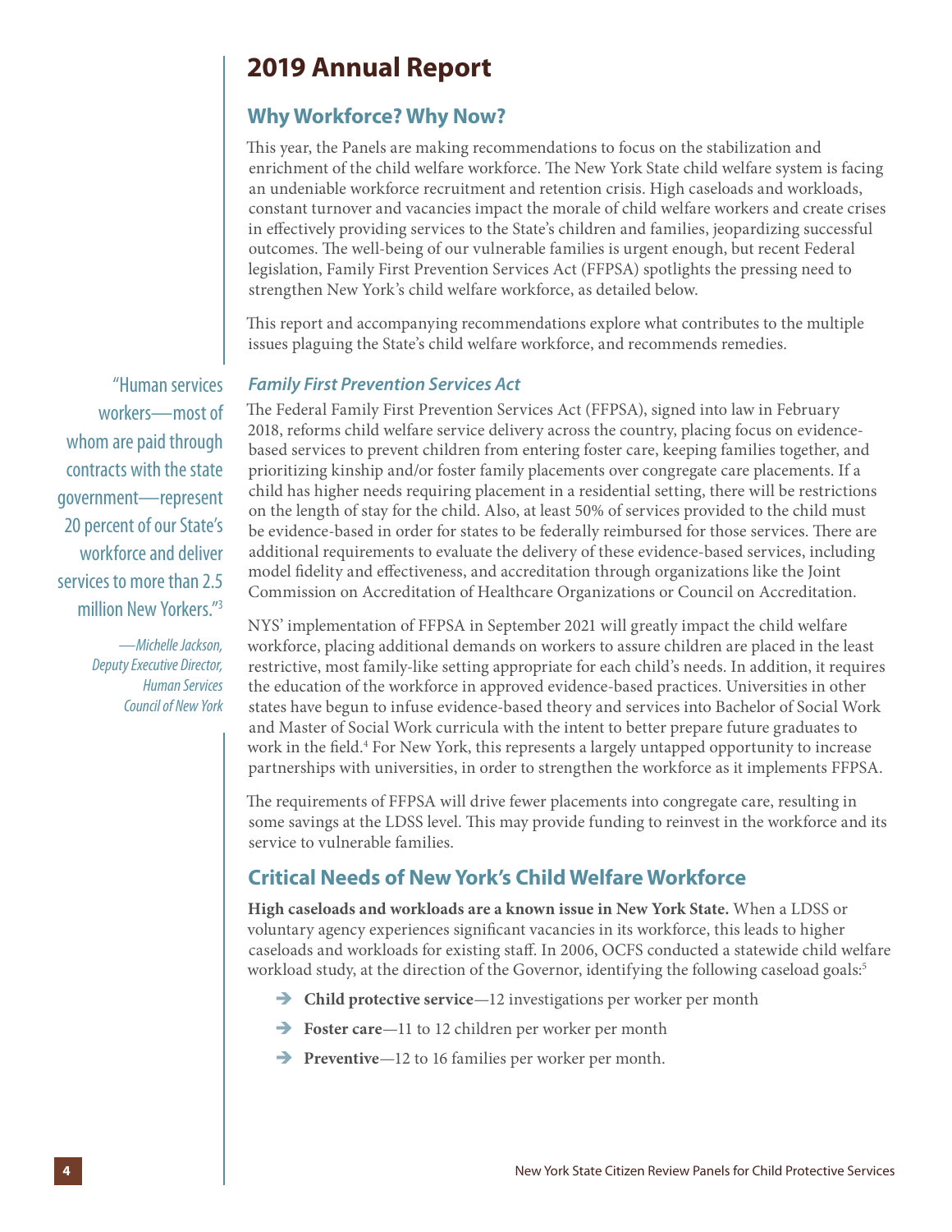# 2019 Annual Report

## Why Workforce? Why Now?

This year, the Panels are making recommendations to focus on the stabilization and enrichment of the child welfare workforce. The New York State child welfare system is facing an undeniable workforce recruitment and retention crisis. High caseloads and workloads, constant turnover and vacancies impact the morale of child welfare workers and create crises in effectively providing services to the State's children and families, jeopardizing successful outcomes. The well-being of our vulnerable families is urgent enough, but recent Federal legislation, Family First Prevention Services Act (FFPSA) spotlights the pressing need to strengthen New York's child welfare workforce, as detailed below.

This report and accompanying recommendations explore what contributes to the multiple issues plaguing the State's child welfare workforce, and recommends remedies.

> "Human services workers—most of whom are paid through contracts with the state government—represent 20 percent of our State's workforce and deliver services to more than 2.5 million New Yorkers."[3]
>
> *—Michelle Jackson, Deputy Executive Director, Human Services Council of New York*

### *Family First Prevention Services Act*

The Federal Family First Prevention Services Act (FFPSA), signed into law in February 2018, reforms child welfare service delivery across the country, placing focus on evidence-based services to prevent children from entering foster care, keeping families together, and prioritizing kinship and/or foster family placements over congregate care placements. If a child has higher needs requiring placement in a residential setting, there will be restrictions on the length of stay for the child. Also, at least 50% of services provided to the child must be evidence-based in order for states to be federally reimbursed for those services. There are additional requirements to evaluate the delivery of these evidence-based services, including model fidelity and effectiveness, and accreditation through organizations like the Joint Commission on Accreditation of Healthcare Organizations or Council on Accreditation.

NYS' implementation of FFPSA in September 2021 will greatly impact the child welfare workforce, placing additional demands on workers to assure children are placed in the least restrictive, most family-like setting appropriate for each child's needs. In addition, it requires the education of the workforce in approved evidence-based practices. Universities in other states have begun to infuse evidence-based theory and services into Bachelor of Social Work and Master of Social Work curricula with the intent to better prepare future graduates to work in the field.[4] For New York, this represents a largely untapped opportunity to increase partnerships with universities, in order to strengthen the workforce as it implements FFPSA.

The requirements of FFPSA will drive fewer placements into congregate care, resulting in some savings at the LDSS level. This may provide funding to reinvest in the workforce and its service to vulnerable families.

## Critical Needs of New York's Child Welfare Workforce

**High caseloads and workloads are a known issue in New York State.** When a LDSS or voluntary agency experiences significant vacancies in its workforce, this leads to higher caseloads and workloads for existing staff. In 2006, OCFS conducted a statewide child welfare workload study, at the direction of the Governor, identifying the following caseload goals:[5]

- **Child protective service**—12 investigations per worker per month
- **Foster care**—11 to 12 children per worker per month
- **Preventive**—12 to 16 families per worker per month.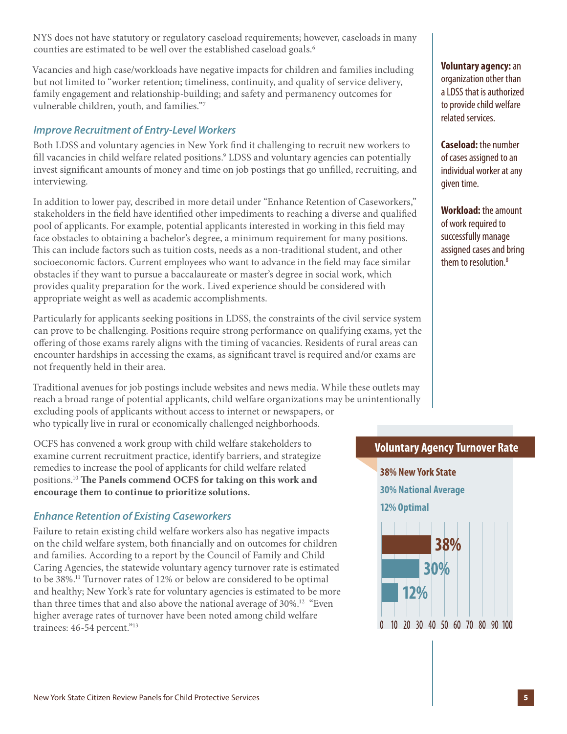NYS does not have statutory or regulatory caseload requirements; however, caseloads in many counties are estimated to be well over the established caseload goals.[6]

Vacancies and high case/workloads have negative impacts for children and families including but not limited to "worker retention; timeliness, continuity, and quality of service delivery, family engagement and relationship-building; and safety and permanency outcomes for vulnerable children, youth, and families."[7]

**Voluntary agency:** an organization other than a LDSS that is authorized to provide child welfare related services.

**Caseload:** the number of cases assigned to an individual worker at any given time.

**Workload:** the amount of work required to successfully manage assigned cases and bring them to resolution.[8]

### *Improve Recruitment of Entry-Level Workers*

Both LDSS and voluntary agencies in New York find it challenging to recruit new workers to fill vacancies in child welfare related positions.[9] LDSS and voluntary agencies can potentially invest significant amounts of money and time on job postings that go unfilled, recruiting, and interviewing.

In addition to lower pay, described in more detail under "Enhance Retention of Caseworkers," stakeholders in the field have identified other impediments to reaching a diverse and qualified pool of applicants. For example, potential applicants interested in working in this field may face obstacles to obtaining a bachelor's degree, a minimum requirement for many positions. This can include factors such as tuition costs, needs as a non-traditional student, and other socioeconomic factors. Current employees who want to advance in the field may face similar obstacles if they want to pursue a baccalaureate or master's degree in social work, which provides quality preparation for the work. Lived experience should be considered with appropriate weight as well as academic accomplishments.

Particularly for applicants seeking positions in LDSS, the constraints of the civil service system can prove to be challenging. Positions require strong performance on qualifying exams, yet the offering of those exams rarely aligns with the timing of vacancies. Residents of rural areas can encounter hardships in accessing the exams, as significant travel is required and/or exams are not frequently held in their area.

Traditional avenues for job postings include websites and news media. While these outlets may reach a broad range of potential applicants, child welfare organizations may be unintentionally excluding pools of applicants without access to internet or newspapers, or who typically live in rural or economically challenged neighborhoods.

OCFS has convened a work group with child welfare stakeholders to examine current recruitment practice, identify barriers, and strategize remedies to increase the pool of applicants for child welfare related positions.[10] **The Panels commend OCFS for taking on this work and encourage them to continue to prioritize solutions.**

### *Enhance Retention of Existing Caseworkers*

Failure to retain existing child welfare workers also has negative impacts on the child welfare system, both financially and on outcomes for children and families. According to a report by the Council of Family and Child Caring Agencies, the statewide voluntary agency turnover rate is estimated to be 38%.[11] Turnover rates of 12% or below are considered to be optimal and healthy; New York's rate for voluntary agencies is estimated to be more than three times that and also above the national average of 30%.[12] "Even higher average rates of turnover have been noted among child welfare trainees: 46-54 percent."[13]

**Voluntary Agency Turnover Rate**

**38% New York State**
**30% National Average**
**12% Optimal**

| Category | Turnover Rate |
|---|---|
| New York State | 38% |
| National Average | 30% |
| Optimal | 12% |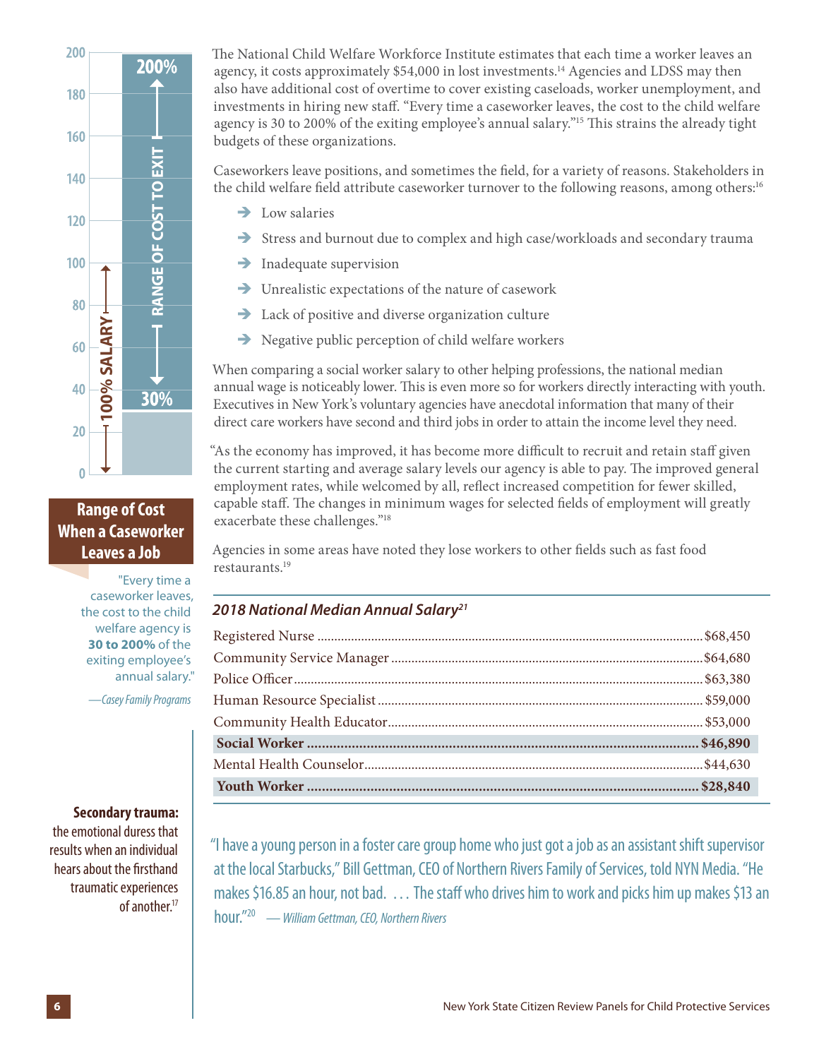The National Child Welfare Workforce Institute estimates that each time a worker leaves an agency, it costs approximately $54,000 in lost investments.[14] Agencies and LDSS may then also have additional cost of overtime to cover existing caseloads, worker unemployment, and investments in hiring new staff. "Every time a caseworker leaves, the cost to the child welfare agency is 30 to 200% of the exiting employee's annual salary."[15] This strains the already tight budgets of these organizations.

Caseworkers leave positions, and sometimes the field, for a variety of reasons. Stakeholders in the child welfare field attribute caseworker turnover to the following reasons, among others:[16]

- Low salaries
- Stress and burnout due to complex and high case/workloads and secondary trauma
- Inadequate supervision
- Unrealistic expectations of the nature of casework
- Lack of positive and diverse organization culture
- Negative public perception of child welfare workers

When comparing a social worker salary to other helping professions, the national median annual wage is noticeably lower. This is even more so for workers directly interacting with youth. Executives in New York's voluntary agencies have anecdotal information that many of their direct care workers have second and third jobs in order to attain the income level they need.

"As the economy has improved, it has become more difficult to recruit and retain staff given the current starting and average salary levels our agency is able to pay. The improved general employment rates, while welcomed by all, reflect increased competition for fewer skilled, capable staff. The changes in minimum wages for selected fields of employment will greatly exacerbate these challenges."[18]

Agencies in some areas have noted they lose workers to other fields such as fast food restaurants.[19]

**Range of Cost When a Caseworker Leaves a Job**

(Chart: 100% SALARY; RANGE OF COST TO EXIT: 30% to 200%)

"Every time a caseworker leaves, the cost to the child welfare agency is **30 to 200%** of the exiting employee's annual salary."

*—Casey Family Programs*

***2018 National Median Annual Salary[21]***

| Occupation | Salary |
|---|---|
| Registered Nurse | $68,450 |
| Community Service Manager | $64,680 |
| Police Officer | $63,380 |
| Human Resource Specialist | $59,000 |
| Community Health Educator | $53,000 |
| **Social Worker** | **$46,890** |
| Mental Health Counselor | $44,630 |
| **Youth Worker** | **$28,840** |

**Secondary trauma:** the emotional duress that results when an individual hears about the firsthand traumatic experiences of another.[17]

"I have a young person in a foster care group home who just got a job as an assistant shift supervisor at the local Starbucks," Bill Gettman, CEO of Northern Rivers Family of Services, told NYN Media. "He makes $16.85 an hour, not bad. … The staff who drives him to work and picks him up makes $13 an hour."[20] *— William Gettman, CEO, Northern Rivers*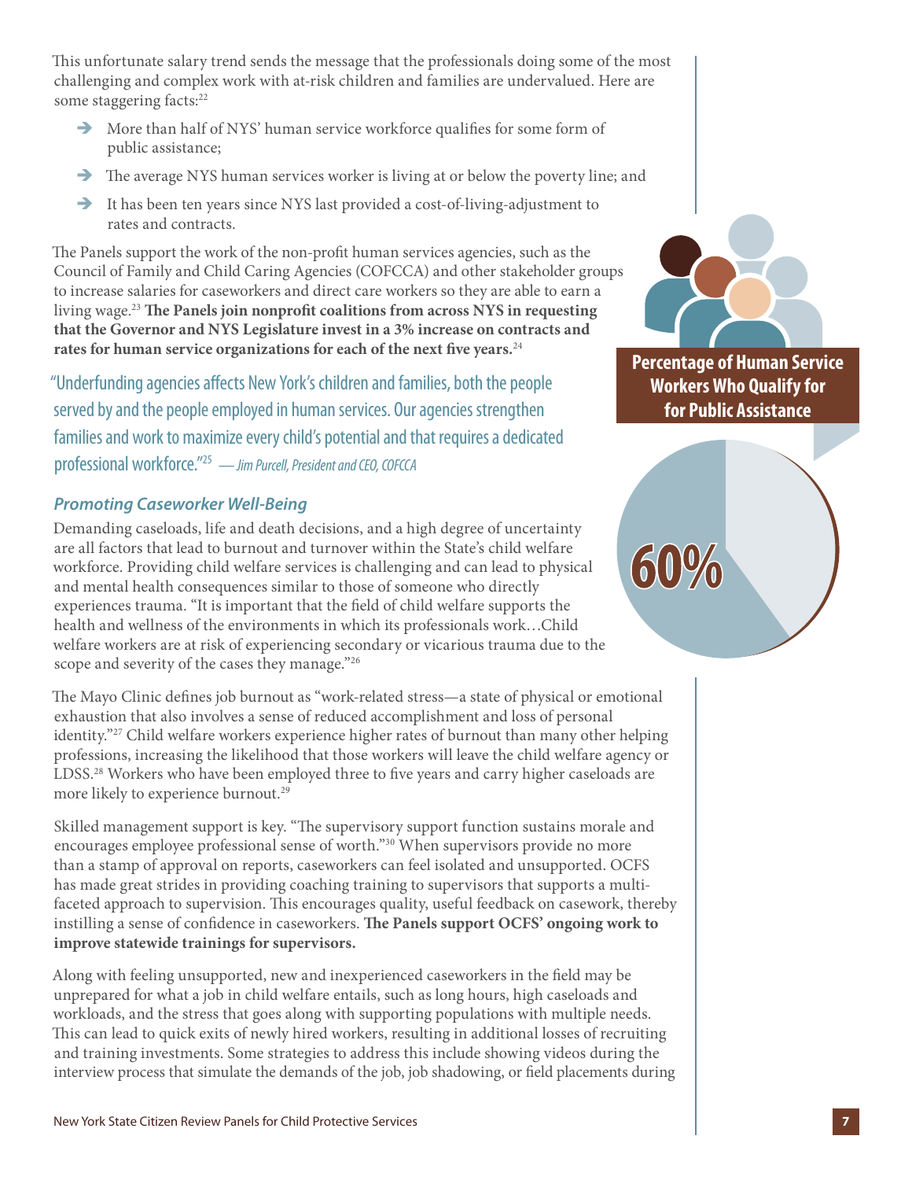This unfortunate salary trend sends the message that the professionals doing some of the most challenging and complex work with at-risk children and families are undervalued. Here are some staggering facts:[22]

- More than half of NYS' human service workforce qualifies for some form of public assistance;
- The average NYS human services worker is living at or below the poverty line; and
- It has been ten years since NYS last provided a cost-of-living-adjustment to rates and contracts.

The Panels support the work of the non-profit human services agencies, such as the Council of Family and Child Caring Agencies (COFCCA) and other stakeholder groups to increase salaries for caseworkers and direct care workers so they are able to earn a living wage.[23] **The Panels join nonprofit coalitions from across NYS in requesting that the Governor and NYS Legislature invest in a 3% increase on contracts and rates for human service organizations for each of the next five years.**[24]

"Underfunding agencies affects New York's children and families, both the people served by and the people employed in human services. Our agencies strengthen families and work to maximize every child's potential and that requires a dedicated professional workforce."[25] *— Jim Purcell, President and CEO, COFCCA*

**Percentage of Human Service Workers Who Qualify for for Public Assistance**

**60%**

### *Promoting Caseworker Well-Being*

Demanding caseloads, life and death decisions, and a high degree of uncertainty are all factors that lead to burnout and turnover within the State's child welfare workforce. Providing child welfare services is challenging and can lead to physical and mental health consequences similar to those of someone who directly experiences trauma. "It is important that the field of child welfare supports the health and wellness of the environments in which its professionals work…Child welfare workers are at risk of experiencing secondary or vicarious trauma due to the scope and severity of the cases they manage."[26]

The Mayo Clinic defines job burnout as "work-related stress—a state of physical or emotional exhaustion that also involves a sense of reduced accomplishment and loss of personal identity."[27] Child welfare workers experience higher rates of burnout than many other helping professions, increasing the likelihood that those workers will leave the child welfare agency or LDSS.[28] Workers who have been employed three to five years and carry higher caseloads are more likely to experience burnout.[29]

Skilled management support is key. "The supervisory support function sustains morale and encourages employee professional sense of worth."[30] When supervisors provide no more than a stamp of approval on reports, caseworkers can feel isolated and unsupported. OCFS has made great strides in providing coaching training to supervisors that supports a multi-faceted approach to supervision. This encourages quality, useful feedback on casework, thereby instilling a sense of confidence in caseworkers. **The Panels support OCFS' ongoing work to improve statewide trainings for supervisors.**

Along with feeling unsupported, new and inexperienced caseworkers in the field may be unprepared for what a job in child welfare entails, such as long hours, high caseloads and workloads, and the stress that goes along with supporting populations with multiple needs. This can lead to quick exits of newly hired workers, resulting in additional losses of recruiting and training investments. Some strategies to address this include showing videos during the interview process that simulate the demands of the job, job shadowing, or field placements during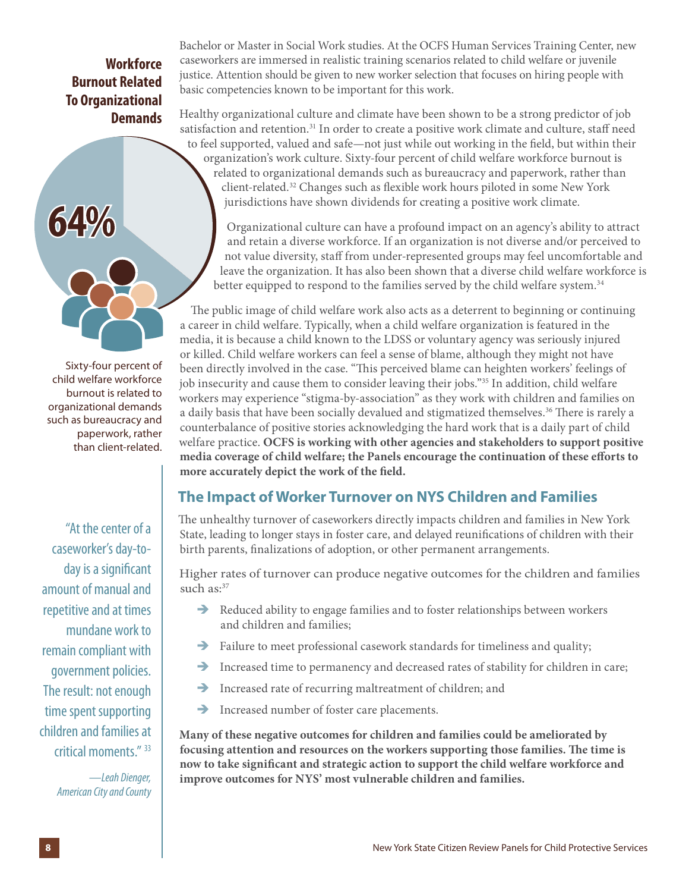Bachelor or Master in Social Work studies. At the OCFS Human Services Training Center, new caseworkers are immersed in realistic training scenarios related to child welfare or juvenile justice. Attention should be given to new worker selection that focuses on hiring people with basic competencies known to be important for this work.

Healthy organizational culture and climate have been shown to be a strong predictor of job satisfaction and retention.[31] In order to create a positive work climate and culture, staff need to feel supported, valued and safe—not just while out working in the field, but within their organization's work culture. Sixty-four percent of child welfare workforce burnout is related to organizational demands such as bureaucracy and paperwork, rather than client-related.[32] Changes such as flexible work hours piloted in some New York jurisdictions have shown dividends for creating a positive work climate.

**Workforce Burnout Related To Organizational Demands**

**64%**

Sixty-four percent of child welfare workforce burnout is related to organizational demands such as bureaucracy and paperwork, rather than client-related.

Organizational culture can have a profound impact on an agency's ability to attract and retain a diverse workforce. If an organization is not diverse and/or perceived to not value diversity, staff from under-represented groups may feel uncomfortable and leave the organization. It has also been shown that a diverse child welfare workforce is better equipped to respond to the families served by the child welfare system.[34]

The public image of child welfare work also acts as a deterrent to beginning or continuing a career in child welfare. Typically, when a child welfare organization is featured in the media, it is because a child known to the LDSS or voluntary agency was seriously injured or killed. Child welfare workers can feel a sense of blame, although they might not have been directly involved in the case. "This perceived blame can heighten workers' feelings of job insecurity and cause them to consider leaving their jobs."[35] In addition, child welfare workers may experience "stigma-by-association" as they work with children and families on a daily basis that have been socially devalued and stigmatized themselves.[36] There is rarely a counterbalance of positive stories acknowledging the hard work that is a daily part of child welfare practice. **OCFS is working with other agencies and stakeholders to support positive media coverage of child welfare; the Panels encourage the continuation of these efforts to more accurately depict the work of the field.**

> "At the center of a caseworker's day-to-day is a significant amount of manual and repetitive and at times mundane work to remain compliant with government policies. The result: not enough time spent supporting children and families at critical moments." [33]
>
> *—Leah Dienger, American City and County*

## The Impact of Worker Turnover on NYS Children and Families

The unhealthy turnover of caseworkers directly impacts children and families in New York State, leading to longer stays in foster care, and delayed reunifications of children with their birth parents, finalizations of adoption, or other permanent arrangements.

Higher rates of turnover can produce negative outcomes for the children and families such as:[37]

- Reduced ability to engage families and to foster relationships between workers and children and families;
- Failure to meet professional casework standards for timeliness and quality;
- Increased time to permanency and decreased rates of stability for children in care;
- Increased rate of recurring maltreatment of children; and
- Increased number of foster care placements.

**Many of these negative outcomes for children and families could be ameliorated by focusing attention and resources on the workers supporting those families. The time is now to take significant and strategic action to support the child welfare workforce and improve outcomes for NYS' most vulnerable children and families.**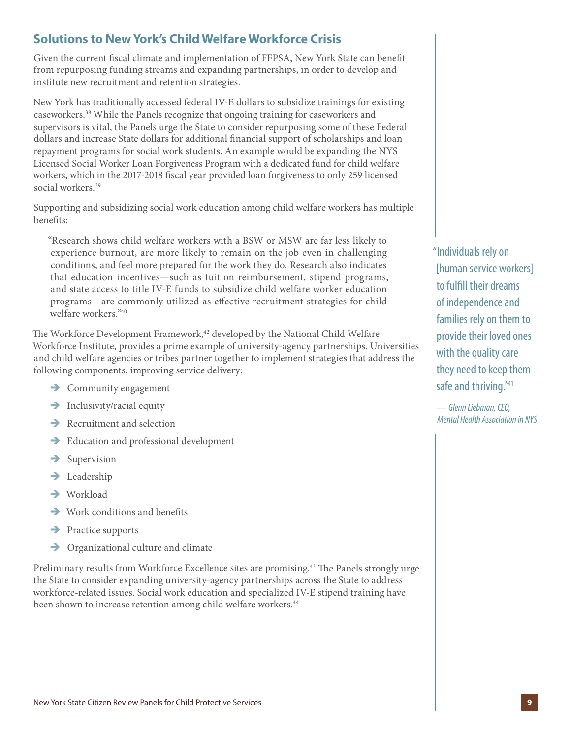## Solutions to New York's Child Welfare Workforce Crisis

Given the current fiscal climate and implementation of FFPSA, New York State can benefit from repurposing funding streams and expanding partnerships, in order to develop and institute new recruitment and retention strategies.

New York has traditionally accessed federal IV-E dollars to subsidize trainings for existing caseworkers.[38] While the Panels recognize that ongoing training for caseworkers and supervisors is vital, the Panels urge the State to consider repurposing some of these Federal dollars and increase State dollars for additional financial support of scholarships and loan repayment programs for social work students. An example would be expanding the NYS Licensed Social Worker Loan Forgiveness Program with a dedicated fund for child welfare workers, which in the 2017-2018 fiscal year provided loan forgiveness to only 259 licensed social workers.[39]

Supporting and subsidizing social work education among child welfare workers has multiple benefits:

> "Research shows child welfare workers with a BSW or MSW are far less likely to experience burnout, are more likely to remain on the job even in challenging conditions, and feel more prepared for the work they do. Research also indicates that education incentives—such as tuition reimbursement, stipend programs, and state access to title IV-E funds to subsidize child welfare worker education programs—are commonly utilized as effective recruitment strategies for child welfare workers."[40]

> "Individuals rely on [human service workers] to fulfill their dreams of independence and families rely on them to provide their loved ones with the quality care they need to keep them safe and thriving."[41]
>
> *— Glenn Liebman, CEO, Mental Health Association in NYS*

The Workforce Development Framework,[42] developed by the National Child Welfare Workforce Institute, provides a prime example of university-agency partnerships. Universities and child welfare agencies or tribes partner together to implement strategies that address the following components, improving service delivery:

- Community engagement
- Inclusivity/racial equity
- Recruitment and selection
- Education and professional development
- Supervision
- Leadership
- Workload
- Work conditions and benefits
- Practice supports
- Organizational culture and climate

Preliminary results from Workforce Excellence sites are promising.[43] The Panels strongly urge the State to consider expanding university-agency partnerships across the State to address workforce-related issues. Social work education and specialized IV-E stipend training have been shown to increase retention among child welfare workers.[44]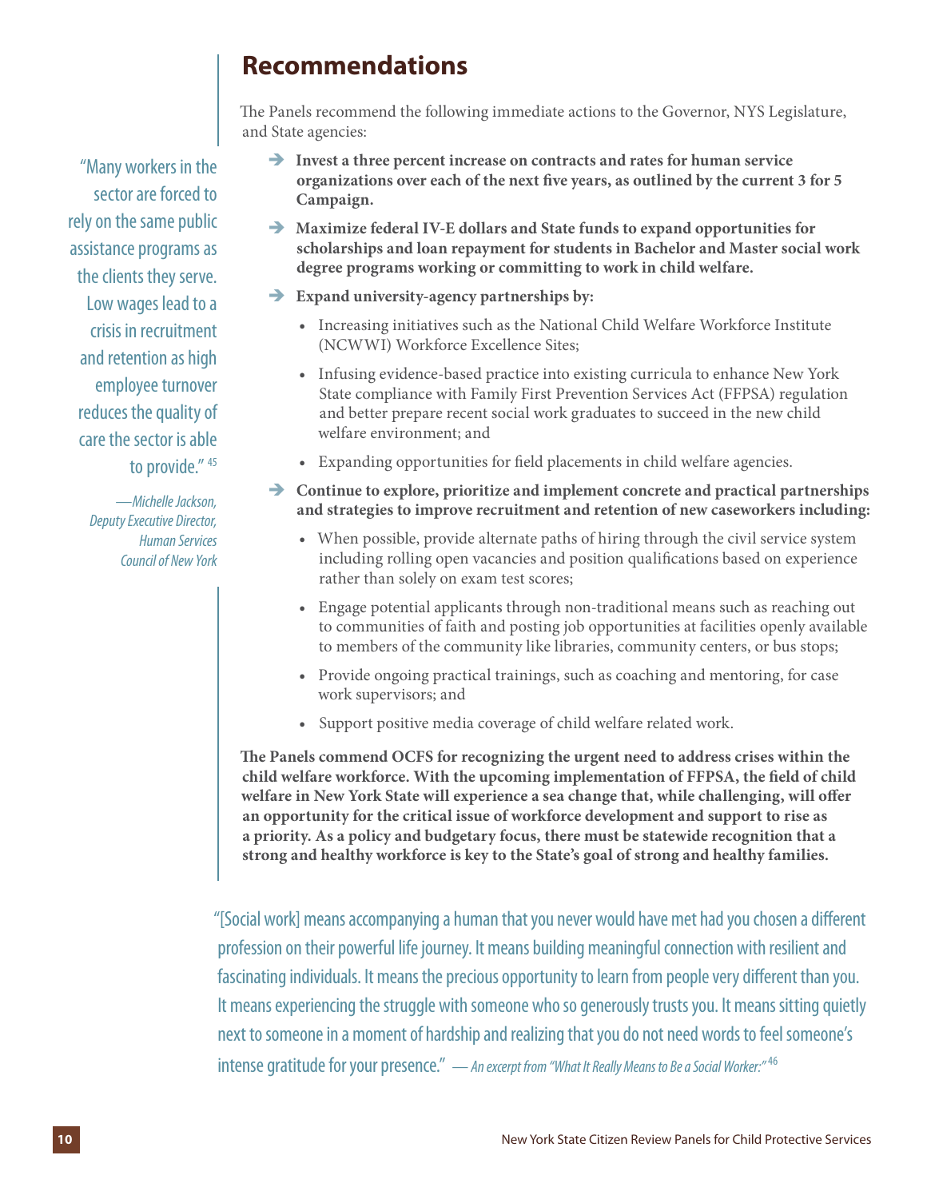## Recommendations

The Panels recommend the following immediate actions to the Governor, NYS Legislature, and State agencies:

> "Many workers in the sector are forced to rely on the same public assistance programs as the clients they serve. Low wages lead to a crisis in recruitment and retention as high employee turnover reduces the quality of care the sector is able to provide." [45]
>
> *—Michelle Jackson, Deputy Executive Director, Human Services Council of New York*

- **Invest a three percent increase on contracts and rates for human service organizations over each of the next five years, as outlined by the current 3 for 5 Campaign.**
- **Maximize federal IV-E dollars and State funds to expand opportunities for scholarships and loan repayment for students in Bachelor and Master social work degree programs working or committing to work in child welfare.**
- **Expand university-agency partnerships by:**
  - Increasing initiatives such as the National Child Welfare Workforce Institute (NCWWI) Workforce Excellence Sites;
  - Infusing evidence-based practice into existing curricula to enhance New York State compliance with Family First Prevention Services Act (FFPSA) regulation and better prepare recent social work graduates to succeed in the new child welfare environment; and
  - Expanding opportunities for field placements in child welfare agencies.
- **Continue to explore, prioritize and implement concrete and practical partnerships and strategies to improve recruitment and retention of new caseworkers including:**
  - When possible, provide alternate paths of hiring through the civil service system including rolling open vacancies and position qualifications based on experience rather than solely on exam test scores;
  - Engage potential applicants through non-traditional means such as reaching out to communities of faith and posting job opportunities at facilities openly available to members of the community like libraries, community centers, or bus stops;
  - Provide ongoing practical trainings, such as coaching and mentoring, for case work supervisors; and
  - Support positive media coverage of child welfare related work.

**The Panels commend OCFS for recognizing the urgent need to address crises within the child welfare workforce. With the upcoming implementation of FFPSA, the field of child welfare in New York State will experience a sea change that, while challenging, will offer an opportunity for the critical issue of workforce development and support to rise as a priority. As a policy and budgetary focus, there must be statewide recognition that a strong and healthy workforce is key to the State's goal of strong and healthy families.**

> "[Social work] means accompanying a human that you never would have met had you chosen a different profession on their powerful life journey. It means building meaningful connection with resilient and fascinating individuals. It means the precious opportunity to learn from people very different than you. It means experiencing the struggle with someone who so generously trusts you. It means sitting quietly next to someone in a moment of hardship and realizing that you do not need words to feel someone's intense gratitude for your presence." *— An excerpt from "What It Really Means to Be a Social Worker."* [46]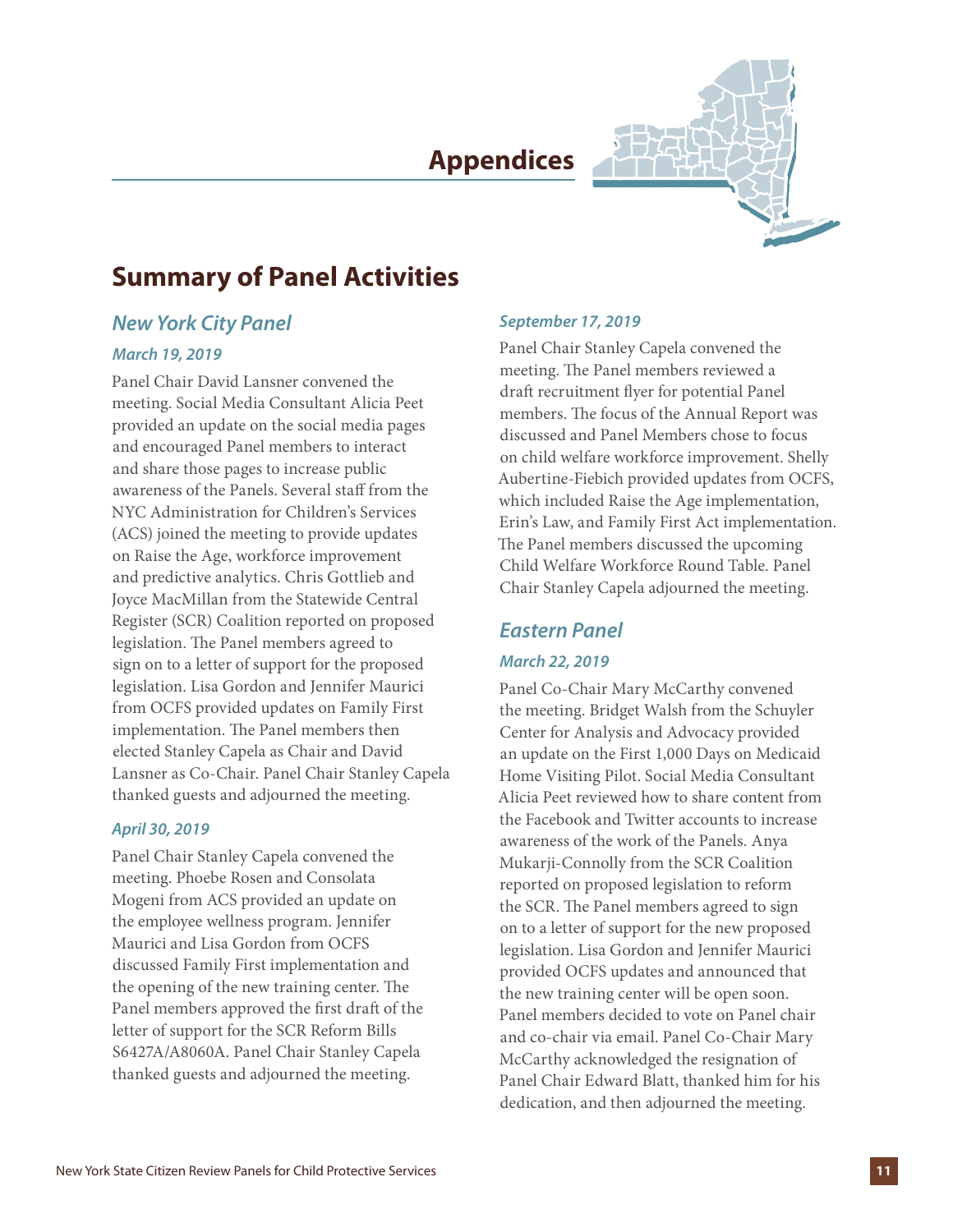# Appendices

## Summary of Panel Activities

### New York City Panel

#### March 19, 2019

Panel Chair David Lansner convened the meeting. Social Media Consultant Alicia Peet provided an update on the social media pages and encouraged Panel members to interact and share those pages to increase public awareness of the Panels. Several staff from the NYC Administration for Children's Services (ACS) joined the meeting to provide updates on Raise the Age, workforce improvement and predictive analytics. Chris Gottlieb and Joyce MacMillan from the Statewide Central Register (SCR) Coalition reported on proposed legislation. The Panel members agreed to sign on to a letter of support for the proposed legislation. Lisa Gordon and Jennifer Maurici from OCFS provided updates on Family First implementation. The Panel members then elected Stanley Capela as Chair and David Lansner as Co-Chair. Panel Chair Stanley Capela thanked guests and adjourned the meeting.

#### April 30, 2019

Panel Chair Stanley Capela convened the meeting. Phoebe Rosen and Consolata Mogeni from ACS provided an update on the employee wellness program. Jennifer Maurici and Lisa Gordon from OCFS discussed Family First implementation and the opening of the new training center. The Panel members approved the first draft of the letter of support for the SCR Reform Bills S6427A/A8060A. Panel Chair Stanley Capela thanked guests and adjourned the meeting.

#### September 17, 2019

Panel Chair Stanley Capela convened the meeting. The Panel members reviewed a draft recruitment flyer for potential Panel members. The focus of the Annual Report was discussed and Panel Members chose to focus on child welfare workforce improvement. Shelly Aubertine-Fiebich provided updates from OCFS, which included Raise the Age implementation, Erin's Law, and Family First Act implementation. The Panel members discussed the upcoming Child Welfare Workforce Round Table. Panel Chair Stanley Capela adjourned the meeting.

### Eastern Panel

#### March 22, 2019

Panel Co-Chair Mary McCarthy convened the meeting. Bridget Walsh from the Schuyler Center for Analysis and Advocacy provided an update on the First 1,000 Days on Medicaid Home Visiting Pilot. Social Media Consultant Alicia Peet reviewed how to share content from the Facebook and Twitter accounts to increase awareness of the work of the Panels. Anya Mukarji-Connolly from the SCR Coalition reported on proposed legislation to reform the SCR. The Panel members agreed to sign on to a letter of support for the new proposed legislation. Lisa Gordon and Jennifer Maurici provided OCFS updates and announced that the new training center will be open soon. Panel members decided to vote on Panel chair and co-chair via email. Panel Co-Chair Mary McCarthy acknowledged the resignation of Panel Chair Edward Blatt, thanked him for his dedication, and then adjourned the meeting.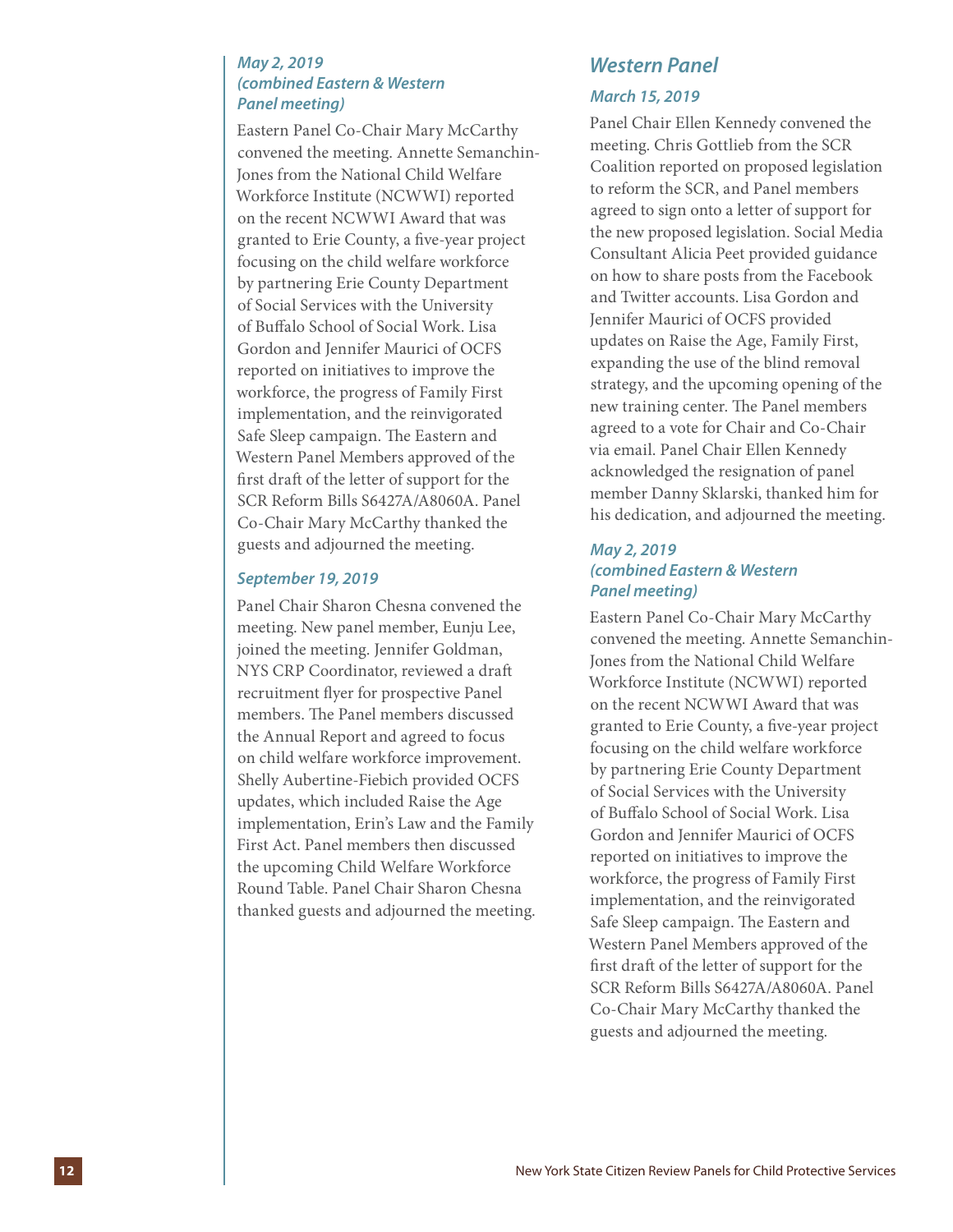### May 2, 2019 (combined Eastern & Western Panel meeting)

Eastern Panel Co-Chair Mary McCarthy convened the meeting. Annette Semanchin-Jones from the National Child Welfare Workforce Institute (NCWWI) reported on the recent NCWWI Award that was granted to Erie County, a five-year project focusing on the child welfare workforce by partnering Erie County Department of Social Services with the University of Buffalo School of Social Work. Lisa Gordon and Jennifer Maurici of OCFS reported on initiatives to improve the workforce, the progress of Family First implementation, and the reinvigorated Safe Sleep campaign. The Eastern and Western Panel Members approved of the first draft of the letter of support for the SCR Reform Bills S6427A/A8060A. Panel Co-Chair Mary McCarthy thanked the guests and adjourned the meeting.

### September 19, 2019

Panel Chair Sharon Chesna convened the meeting. New panel member, Eunju Lee, joined the meeting. Jennifer Goldman, NYS CRP Coordinator, reviewed a draft recruitment flyer for prospective Panel members. The Panel members discussed the Annual Report and agreed to focus on child welfare workforce improvement. Shelly Aubertine-Fiebich provided OCFS updates, which included Raise the Age implementation, Erin's Law and the Family First Act. Panel members then discussed the upcoming Child Welfare Workforce Round Table. Panel Chair Sharon Chesna thanked guests and adjourned the meeting.

## Western Panel

### March 15, 2019

Panel Chair Ellen Kennedy convened the meeting. Chris Gottlieb from the SCR Coalition reported on proposed legislation to reform the SCR, and Panel members agreed to sign onto a letter of support for the new proposed legislation. Social Media Consultant Alicia Peet provided guidance on how to share posts from the Facebook and Twitter accounts. Lisa Gordon and Jennifer Maurici of OCFS provided updates on Raise the Age, Family First, expanding the use of the blind removal strategy, and the upcoming opening of the new training center. The Panel members agreed to a vote for Chair and Co-Chair via email. Panel Chair Ellen Kennedy acknowledged the resignation of panel member Danny Sklarski, thanked him for his dedication, and adjourned the meeting.

### May 2, 2019 (combined Eastern & Western Panel meeting)

Eastern Panel Co-Chair Mary McCarthy convened the meeting. Annette Semanchin-Jones from the National Child Welfare Workforce Institute (NCWWI) reported on the recent NCWWI Award that was granted to Erie County, a five-year project focusing on the child welfare workforce by partnering Erie County Department of Social Services with the University of Buffalo School of Social Work. Lisa Gordon and Jennifer Mauricí of OCFS reported on initiatives to improve the workforce, the progress of Family First implementation, and the reinvigorated Safe Sleep campaign. The Eastern and Western Panel Members approved of the first draft of the letter of support for the SCR Reform Bills S6427A/A8060A. Panel Co-Chair Mary McCarthy thanked the guests and adjourned the meeting.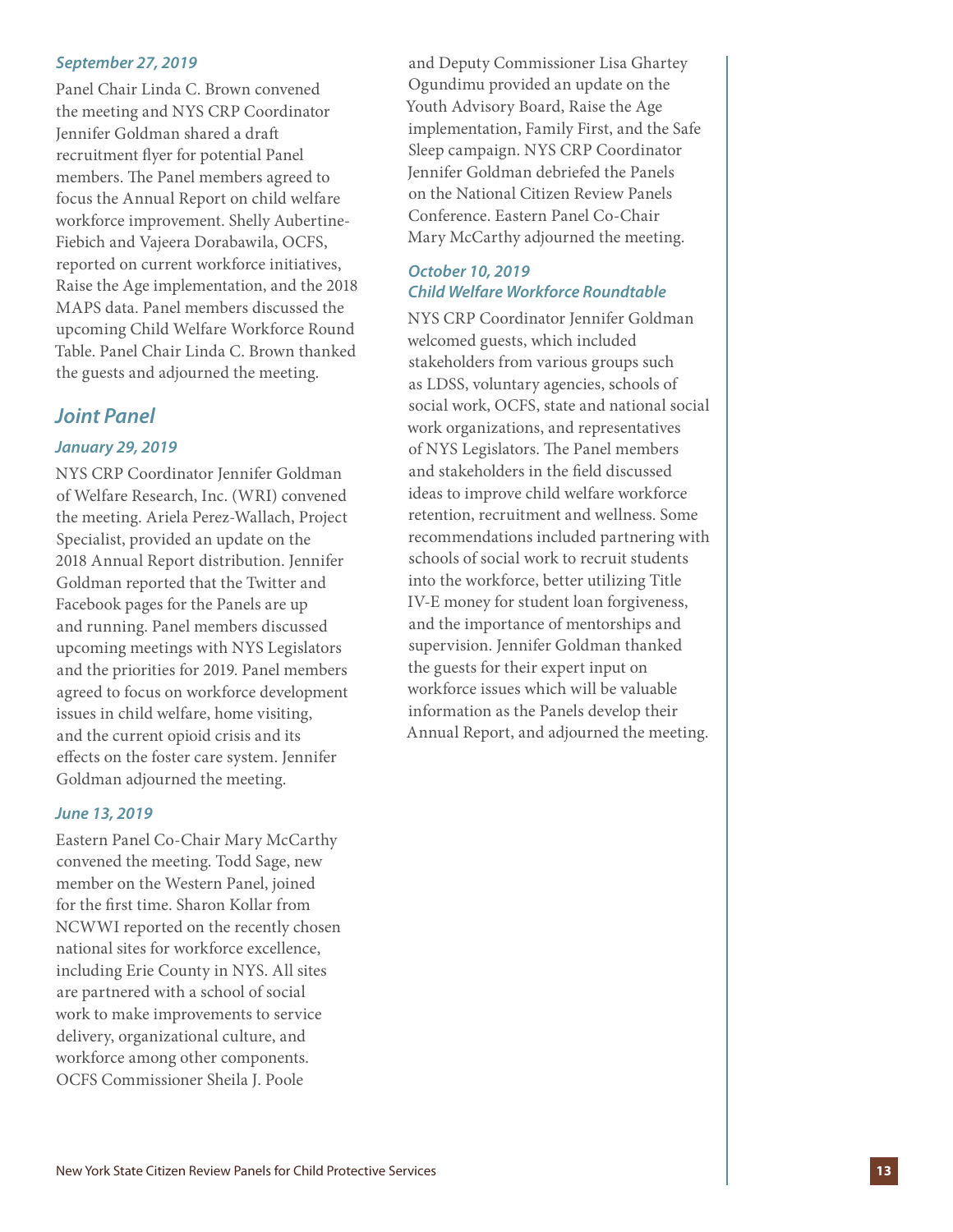#### *September 27, 2019*

Panel Chair Linda C. Brown convened the meeting and NYS CRP Coordinator Jennifer Goldman shared a draft recruitment flyer for potential Panel members. The Panel members agreed to focus the Annual Report on child welfare workforce improvement. Shelly Aubertine-Fiebich and Vajeera Dorabawila, OCFS, reported on current workforce initiatives, Raise the Age implementation, and the 2018 MAPS data. Panel members discussed the upcoming Child Welfare Workforce Round Table. Panel Chair Linda C. Brown thanked the guests and adjourned the meeting.

### *Joint Panel*

#### *January 29, 2019*

NYS CRP Coordinator Jennifer Goldman of Welfare Research, Inc. (WRI) convened the meeting. Ariela Perez-Wallach, Project Specialist, provided an update on the 2018 Annual Report distribution. Jennifer Goldman reported that the Twitter and Facebook pages for the Panels are up and running. Panel members discussed upcoming meetings with NYS Legislators and the priorities for 2019. Panel members agreed to focus on workforce development issues in child welfare, home visiting, and the current opioid crisis and its effects on the foster care system. Jennifer Goldman adjourned the meeting.

#### *June 13, 2019*

Eastern Panel Co-Chair Mary McCarthy convened the meeting. Todd Sage, new member on the Western Panel, joined for the first time. Sharon Kollar from NCWWI reported on the recently chosen national sites for workforce excellence, including Erie County in NYS. All sites are partnered with a school of social work to make improvements to service delivery, organizational culture, and workforce among other components. OCFS Commissioner Sheila J. Poole and Deputy Commissioner Lisa Ghartey Ogundimu provided an update on the Youth Advisory Board, Raise the Age implementation, Family First, and the Safe Sleep campaign. NYS CRP Coordinator Jennifer Goldman debriefed the Panels on the National Citizen Review Panels Conference. Eastern Panel Co-Chair Mary McCarthy adjourned the meeting.

#### *October 10, 2019*
#### *Child Welfare Workforce Roundtable*

NYS CRP Coordinator Jennifer Goldman welcomed guests, which included stakeholders from various groups such as LDSS, voluntary agencies, schools of social work, OCFS, state and national social work organizations, and representatives of NYS Legislators. The Panel members and stakeholders in the field discussed ideas to improve child welfare workforce retention, recruitment and wellness. Some recommendations included partnering with schools of social work to recruit students into the workforce, better utilizing Title IV-E money for student loan forgiveness, and the importance of mentorships and supervision. Jennifer Goldman thanked the guests for their expert input on workforce issues which will be valuable information as the Panels develop their Annual Report, and adjourned the meeting.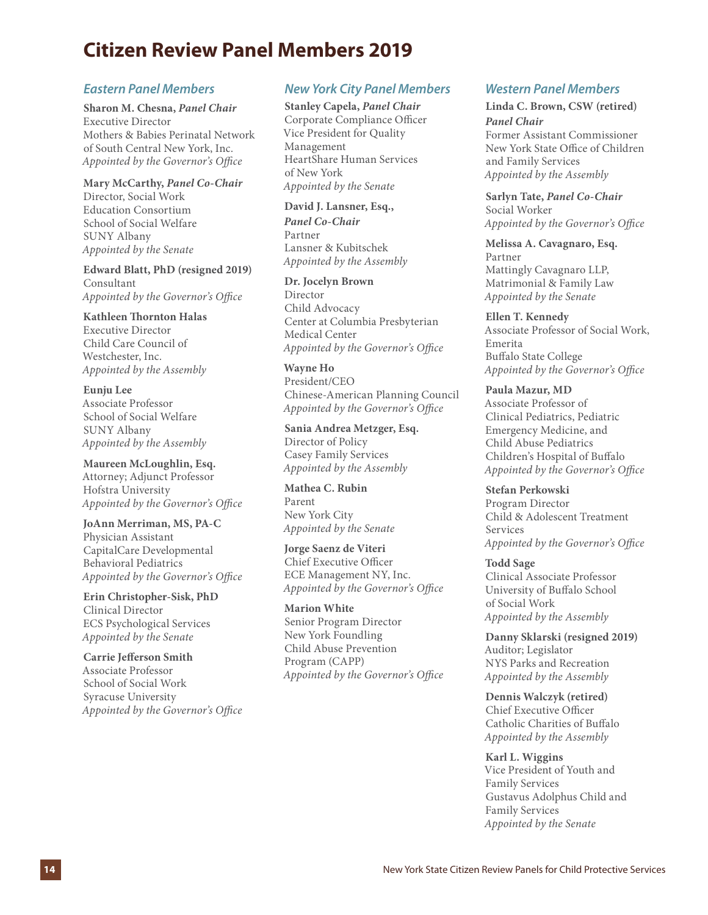# Citizen Review Panel Members 2019

## *Eastern Panel Members*

**Sharon M. Chesna, *Panel Chair***
Executive Director
Mothers & Babies Perinatal Network of South Central New York, Inc.
*Appointed by the Governor's Office*

**Mary McCarthy, *Panel Co-Chair***
Director, Social Work
Education Consortium
School of Social Welfare
SUNY Albany
*Appointed by the Senate*

**Edward Blatt, PhD (resigned 2019)**
Consultant
*Appointed by the Governor's Office*

**Kathleen Thornton Halas**
Executive Director
Child Care Council of Westchester, Inc.
*Appointed by the Assembly*

**Eunju Lee**
Associate Professor
School of Social Welfare
SUNY Albany
*Appointed by the Assembly*

**Maureen McLoughlin, Esq.**
Attorney; Adjunct Professor
Hofstra University
*Appointed by the Governor's Office*

**JoAnn Merriman, MS, PA-C**
Physician Assistant
CapitalCare Developmental Behavioral Pediatrics
*Appointed by the Governor's Office*

**Erin Christopher-Sisk, PhD**
Clinical Director
ECS Psychological Services
*Appointed by the Senate*

**Carrie Jefferson Smith**
Associate Professor
School of Social Work
Syracuse University
*Appointed by the Governor's Office*

## *New York City Panel Members*

**Stanley Capela, *Panel Chair***
Corporate Compliance Officer
Vice President for Quality Management
HeartShare Human Services of New York
*Appointed by the Senate*

**David J. Lansner, Esq., *Panel Co-Chair***
Partner
Lansner & Kubitschek
*Appointed by the Assembly*

**Dr. Jocelyn Brown**
Director
Child Advocacy Center at Columbia Presbyterian Medical Center
*Appointed by the Governor's Office*

**Wayne Ho**
President/CEO
Chinese-American Planning Council
*Appointed by the Governor's Office*

**Sania Andrea Metzger, Esq.**
Director of Policy
Casey Family Services
*Appointed by the Assembly*

**Mathea C. Rubin**
Parent
New York City
*Appointed by the Senate*

**Jorge Saenz de Viteri**
Chief Executive Officer
ECE Management NY, Inc.
*Appointed by the Governor's Office*

**Marion White**
Senior Program Director
New York Foundling
Child Abuse Prevention Program (CAPP)
*Appointed by the Governor's Office*

## *Western Panel Members*

**Linda C. Brown, CSW (retired)**
***Panel Chair***
Former Assistant Commissioner
New York State Office of Children and Family Services
*Appointed by the Assembly*

**Sarlyn Tate, *Panel Co-Chair***
Social Worker
*Appointed by the Governor's Office*

**Melissa A. Cavagnaro, Esq.**
Partner
Mattingly Cavagnaro LLP, Matrimonial & Family Law
*Appointed by the Senate*

**Ellen T. Kennedy**
Associate Professor of Social Work, Emerita
Buffalo State College
*Appointed by the Governor's Office*

**Paula Mazur, MD**
Associate Professor of Clinical Pediatrics, Pediatric Emergency Medicine, and Child Abuse Pediatrics
Children's Hospital of Buffalo
*Appointed by the Governor's Office*

**Stefan Perkowski**
Program Director
Child & Adolescent Treatment Services
*Appointed by the Governor's Office*

**Todd Sage**
Clinical Associate Professor
University of Buffalo School of Social Work
*Appointed by the Assembly*

**Danny Sklarski (resigned 2019)**
Auditor; Legislator
NYS Parks and Recreation
*Appointed by the Assembly*

**Dennis Walczyk (retired)**
Chief Executive Officer
Catholic Charities of Buffalo
*Appointed by the Assembly*

**Karl L. Wiggins**
Vice President of Youth and Family Services
Gustavus Adolphus Child and Family Services
*Appointed by the Senate*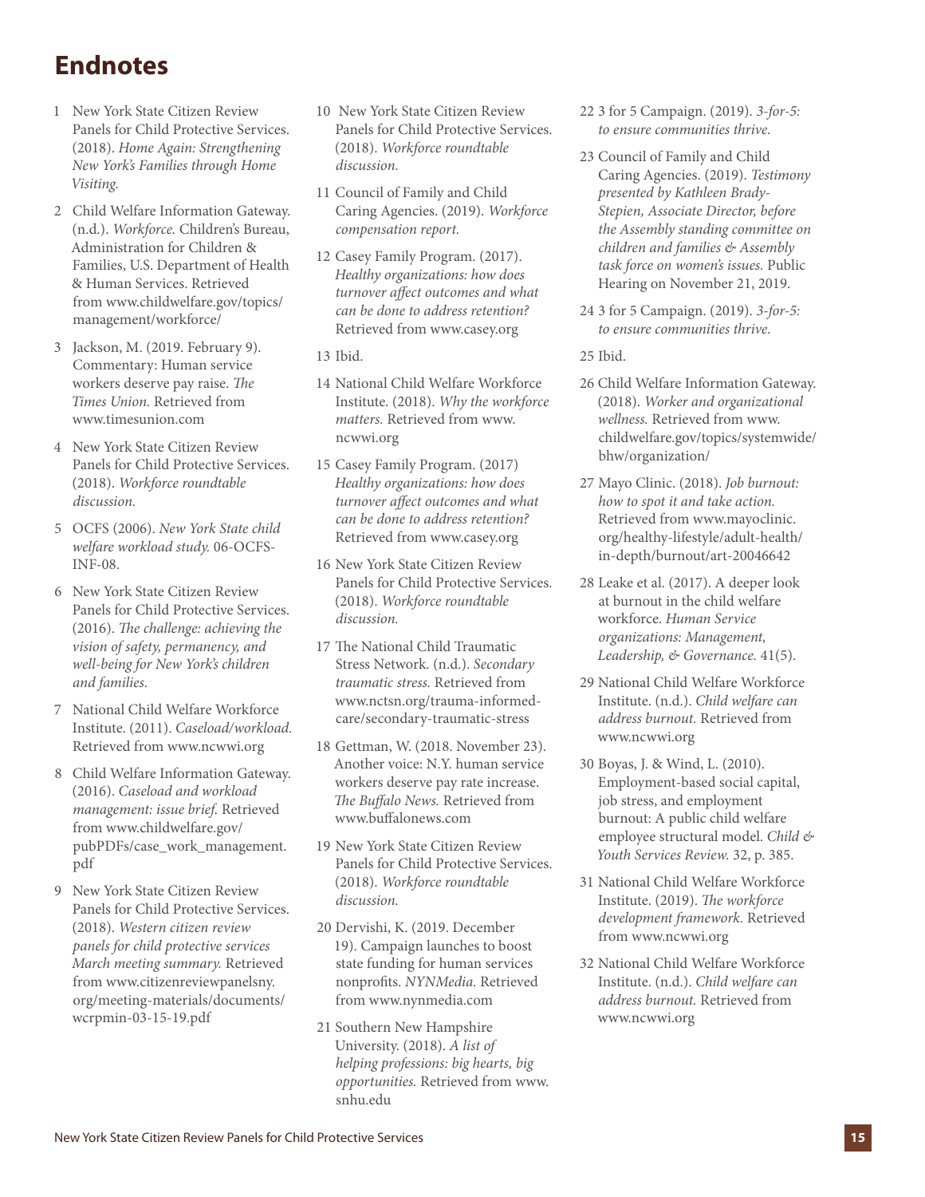# Endnotes

1. New York State Citizen Review Panels for Child Protective Services. (2018). *Home Again: Strengthening New York's Families through Home Visiting.*
2. Child Welfare Information Gateway. (n.d.). *Workforce.* Children's Bureau, Administration for Children & Families, U.S. Department of Health & Human Services. Retrieved from www.childwelfare.gov/topics/management/workforce/
3. Jackson, M. (2019. February 9). Commentary: Human service workers deserve pay raise. *The Times Union.* Retrieved from www.timesunion.com
4. New York State Citizen Review Panels for Child Protective Services. (2018). *Workforce roundtable discussion.*
5. OCFS (2006). *New York State child welfare workload study.* 06-OCFS-INF-08.
6. New York State Citizen Review Panels for Child Protective Services. (2016). *The challenge: achieving the vision of safety, permanency, and well-being for New York's children and families.*
7. National Child Welfare Workforce Institute. (2011). *Caseload/workload.* Retrieved from www.ncwwi.org
8. Child Welfare Information Gateway. (2016). *Caseload and workload management: issue brief.* Retrieved from www.childwelfare.gov/pubPDFs/case_work_management.pdf
9. New York State Citizen Review Panels for Child Protective Services. (2018). *Western citizen review panels for child protective services March meeting summary.* Retrieved from www.citizenreviewpanelsny.org/meeting-materials/documents/wcrpmin-03-15-19.pdf
10. New York State Citizen Review Panels for Child Protective Services. (2018). *Workforce roundtable discussion.*
11. Council of Family and Child Caring Agencies. (2019). *Workforce compensation report.*
12. Casey Family Program. (2017). *Healthy organizations: how does turnover affect outcomes and what can be done to address retention?* Retrieved from www.casey.org
13. Ibid.
14. National Child Welfare Workforce Institute. (2018). *Why the workforce matters.* Retrieved from www.ncwwi.org
15. Casey Family Program. (2017) *Healthy organizations: how does turnover affect outcomes and what can be done to address retention?* Retrieved from www.casey.org
16. New York State Citizen Review Panels for Child Protective Services. (2018). *Workforce roundtable discussion.*
17. The National Child Traumatic Stress Network. (n.d.). *Secondary traumatic stress.* Retrieved from www.nctsn.org/trauma-informed-care/secondary-traumatic-stress
18. Gettman, W. (2018. November 23). Another voice: N.Y. human service workers deserve pay rate increase. *The Buffalo News.* Retrieved from www.buffalonews.com
19. New York State Citizen Review Panels for Child Protective Services. (2018). *Workforce roundtable discussion.*
20. Dervishi, K. (2019. December 19). Campaign launches to boost state funding for human services nonprofits. *NYNMedia.* Retrieved from www.nynmedia.com
21. Southern New Hampshire University. (2018). *A list of helping professions: big hearts, big opportunities.* Retrieved from www.snhu.edu
22. 3 for 5 Campaign. (2019). *3-for-5: to ensure communities thrive.*
23. Council of Family and Child Caring Agencies. (2019). *Testimony presented by Kathleen Brady-Stepien, Associate Director, before the Assembly standing committee on children and families & Assembly task force on women's issues.* Public Hearing on November 21, 2019.
24. 3 for 5 Campaign. (2019). *3-for-5: to ensure communities thrive.*
25. Ibid.
26. Child Welfare Information Gateway. (2018). *Worker and organizational wellness.* Retrieved from www.childwelfare.gov/topics/systemwide/bhw/organization/
27. Mayo Clinic. (2018). *Job burnout: how to spot it and take action.* Retrieved from www.mayoclinic.org/healthy-lifestyle/adult-health/in-depth/burnout/art-20046642
28. Leake et al. (2017). A deeper look at burnout in the child welfare workforce. *Human Service organizations: Management, Leadership, & Governance.* 41(5).
29. National Child Welfare Workforce Institute. (n.d.). *Child welfare can address burnout.* Retrieved from www.ncwwi.org
30. Boyas, J. & Wind, L. (2010). Employment-based social capital, job stress, and employment burnout: A public child welfare employee structural model. *Child & Youth Services Review.* 32, p. 385.
31. National Child Welfare Workforce Institute. (2019). *The workforce development framework.* Retrieved from www.ncwwi.org
32. National Child Welfare Workforce Institute. (n.d.). *Child welfare can address burnout.* Retrieved from www.ncwwi.org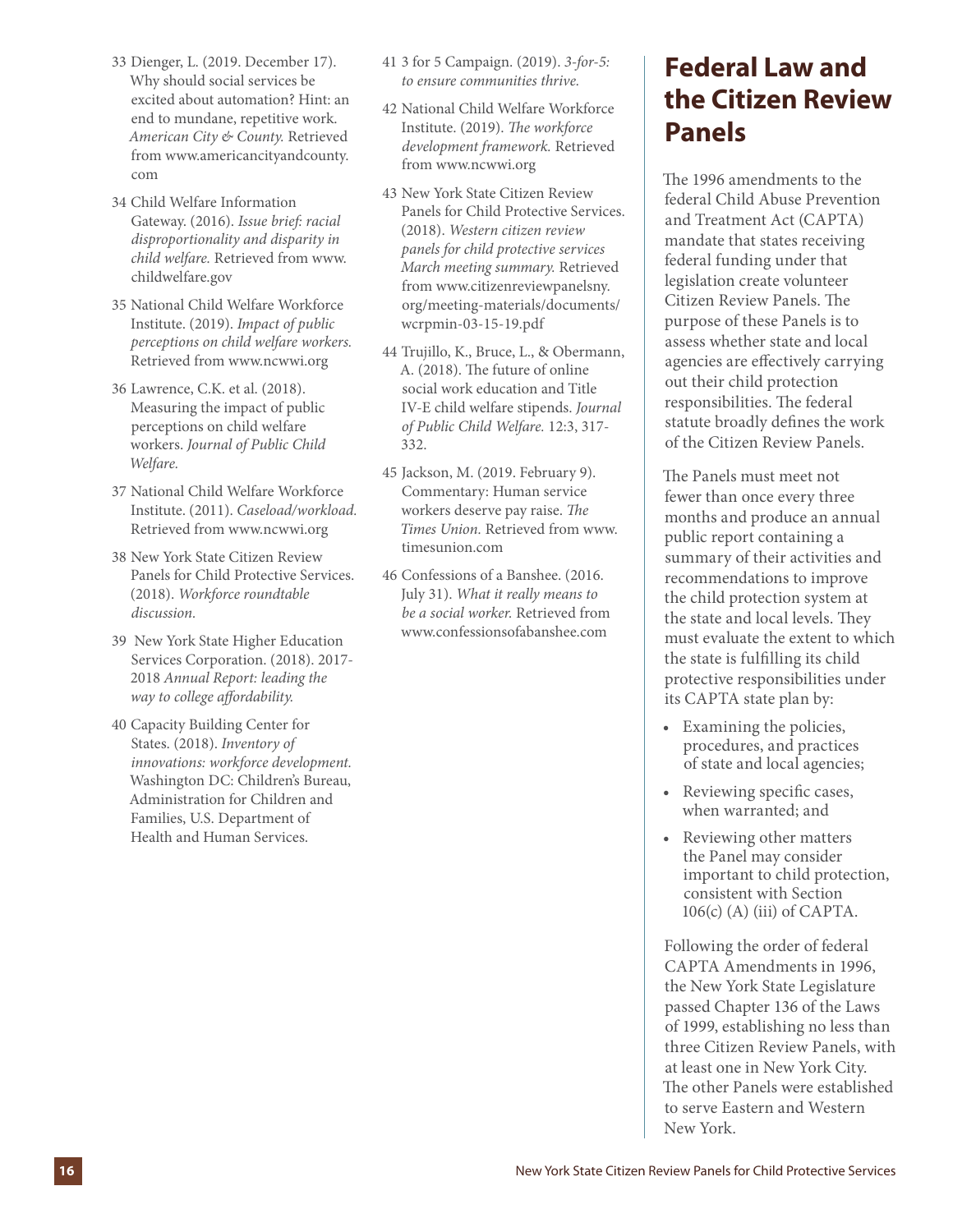33 Dienger, L. (2019. December 17). Why should social services be excited about automation? Hint: an end to mundane, repetitive work. *American City & County.* Retrieved from www.americancityandcounty.com

34 Child Welfare Information Gateway. (2016). *Issue brief: racial disproportionality and disparity in child welfare.* Retrieved from www.childwelfare.gov

35 National Child Welfare Workforce Institute. (2019). *Impact of public perceptions on child welfare workers.* Retrieved from www.ncwwi.org

36 Lawrence, C.K. et al. (2018). Measuring the impact of public perceptions on child welfare workers. *Journal of Public Child Welfare.*

37 National Child Welfare Workforce Institute. (2011). *Caseload/workload.* Retrieved from www.ncwwi.org

38 New York State Citizen Review Panels for Child Protective Services. (2018). *Workforce roundtable discussion.*

39 New York State Higher Education Services Corporation. (2018). 2017-2018 *Annual Report: leading the way to college affordability.*

40 Capacity Building Center for States. (2018). *Inventory of innovations: workforce development.* Washington DC: Children's Bureau, Administration for Children and Families, U.S. Department of Health and Human Services.

41 3 for 5 Campaign. (2019). *3-for-5: to ensure communities thrive.*

42 National Child Welfare Workforce Institute. (2019). *The workforce development framework.* Retrieved from www.ncwwi.org

43 New York State Citizen Review Panels for Child Protective Services. (2018). *Western citizen review panels for child protective services March meeting summary.* Retrieved from www.citizenreviewpanelsny.org/meeting-materials/documents/wcrpmin-03-15-19.pdf

44 Trujillo, K., Bruce, L., & Obermann, A. (2018). The future of online social work education and Title IV-E child welfare stipends. *Journal of Public Child Welfare.* 12:3, 317-332.

45 Jackson, M. (2019. February 9). Commentary: Human service workers deserve pay raise. *The Times Union.* Retrieved from www.timesunion.com

46 Confessions of a Banshee. (2016. July 31). *What it really means to be a social worker.* Retrieved from www.confessionsofabanshee.com

# Federal Law and the Citizen Review Panels

The 1996 amendments to the federal Child Abuse Prevention and Treatment Act (CAPTA) mandate that states receiving federal funding under that legislation create volunteer Citizen Review Panels. The purpose of these Panels is to assess whether state and local agencies are effectively carrying out their child protection responsibilities. The federal statute broadly defines the work of the Citizen Review Panels.

The Panels must meet not fewer than once every three months and produce an annual public report containing a summary of their activities and recommendations to improve the child protection system at the state and local levels. They must evaluate the extent to which the state is fulfilling its child protective responsibilities under its CAPTA state plan by:

- Examining the policies, procedures, and practices of state and local agencies;
- Reviewing specific cases, when warranted; and
- Reviewing other matters the Panel may consider important to child protection, consistent with Section 106(c) (A) (iii) of CAPTA.

Following the order of federal CAPTA Amendments in 1996, the New York State Legislature passed Chapter 136 of the Laws of 1999, establishing no less than three Citizen Review Panels, with at least one in New York City. The other Panels were established to serve Eastern and Western New York.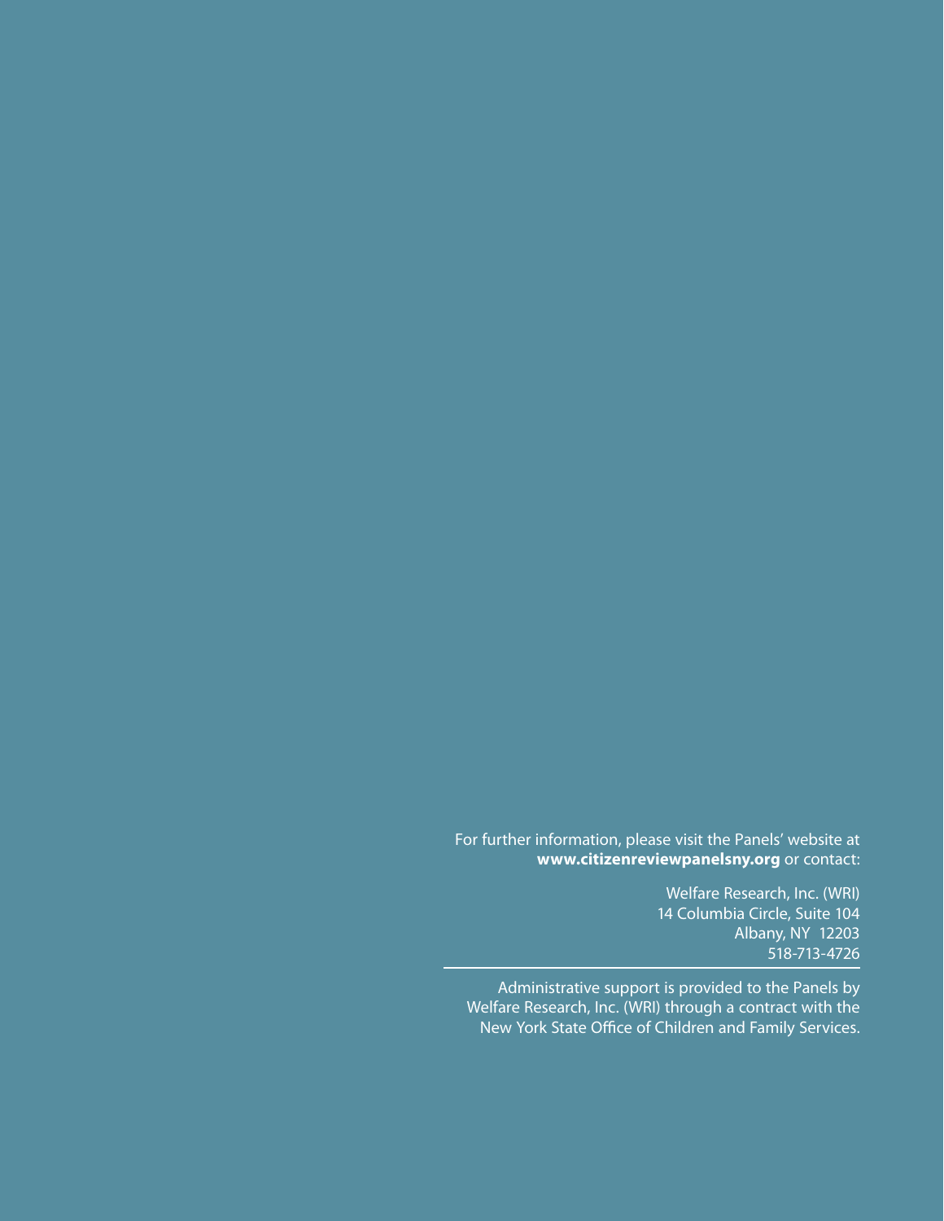For further information, please visit the Panels' website at **www.citizenreviewpanelsny.org** or contact:

Welfare Research, Inc. (WRI)
14 Columbia Circle, Suite 104
Albany, NY 12203
518-713-4726

---

Administrative support is provided to the Panels by Welfare Research, Inc. (WRI) through a contract with the New York State Office of Children and Family Services.